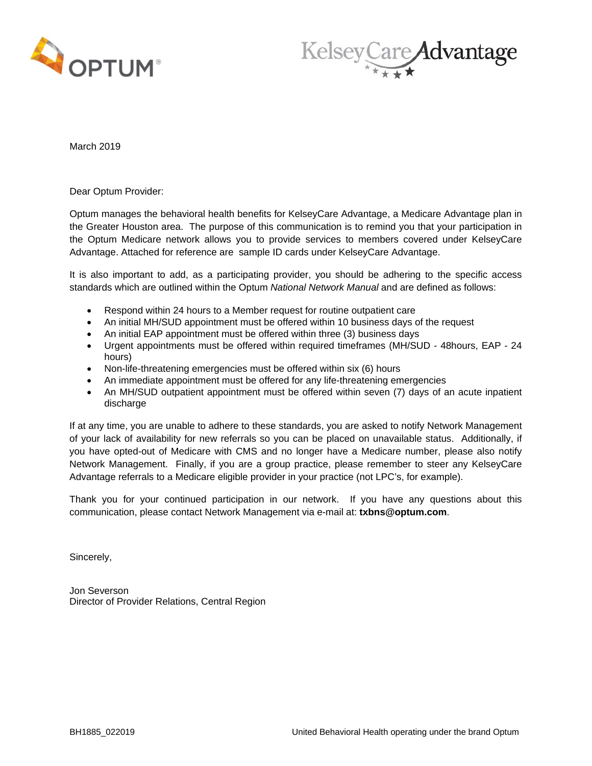March 2019

Dear Optum Provider:

Optum manages the behavioral health benefits for KelseyCare Advantage, a Medicare Advantage plan in the Greater Houston area. The purpose of this communication is to remind you that your participation in the Optum Medicare network allows you to provide services to members covered under KelseyCare Advantage. Attached for reference are sample ID cards under KelseyCare Advantage.

It is also important to add, as a participating provider, you should be adhering to the specific access standards which are outlined within the Optum *National Network Manual* and are defined as follows:

- Respond within 24 hours to a Member request for routine outpatient care
- An initial MH/SUD appointment must be offered within 10 business days of the request
- An initial EAP appointment must be offered within three (3) business days
- Urgent appointments must be offered within required timeframes (MH/SUD - 48hours, EAP - 24 hours)
- Non-life-threatening emergencies must be offered within six (6) hours
- An immediate appointment must be offered for any life-threatening emergencies
- An MH/SUD outpatient appointment must be offered within seven (7) days of an acute inpatient discharge

If at any time, you are unable to adhere to these standards, you are asked to notify Network Management of your lack of availability for new referrals so you can be placed on unavailable status. Additionally, if you have opted-out of Medicare with CMS and no longer have a Medicare number, please also notify Network Management. Finally, if you are a group practice, please remember to steer any KelseyCare Advantage referrals to a Medicare eligible provider in your practice (not LPC's, for example).

Thank you for your continued participation in our network. If you have any questions about this communication, please contact Network Management via e-mail at: **txbns@optum.com**.

Sincerely,

Jon Severson
Director of Provider Relations, Central Region

BH1885_022019 United Behavioral Health operating under the brand Optum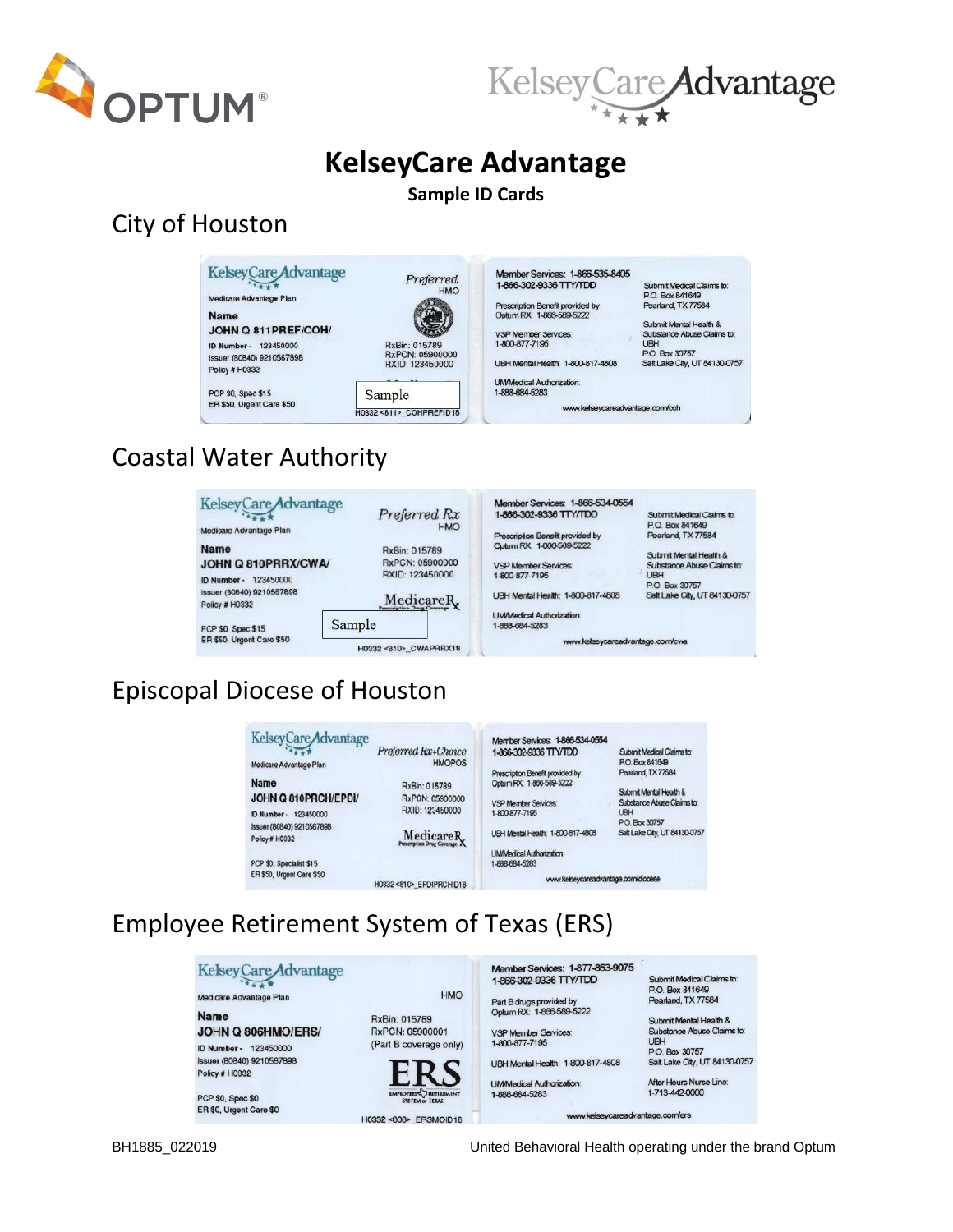OPTUM®

KelseyCareAdvantage

# KelseyCare Advantage

**Sample ID Cards**

## City of Houston

KelseyCareAdvantage
Medicare Advantage Plan
Preferred
HMO

Name
JOHN Q 811PREF/COH/
ID Number - 123450000
Issuer (80840) 9210567898
Policy # H0332

RxBin: 015789
RxPCN: 05900000
RXID: 123450000

PCP $0, Spec $15
ER $50, Urgent Care $50

Sample

H0332 <811> _COHPREFID18

Member Services: 1-866-535-8405
1-866-302-9336 TTY/TDD

Prescription Benefit provided by
Optum RX: 1-866-589-5222

VSP Member Services:
1-800-877-7195

UBH Mental Health: 1-800-817-4808

UM/Medical Authorization:
1-888-684-5283

Submit Medical Claims to:
P.O. Box 841649
Pearland, TX 77584

Submit Mental Health & Substance Abuse Claims to:
UBH
P.O. Box 30757
Salt Lake City, UT 84130-0757

www.kelseycareadvantage.com/coh

## Coastal Water Authority

KelseyCareAdvantage
Medicare Advantage Plan
Preferred Rx
HMO

Name
JOHN Q 810PRRX/CWA/
ID Number - 123450000
Issuer (80840) 9210567898
Policy # H0332

RxBin: 015789
RxPCN: 05900000
RXID: 123450000

MedicareRx
Prescription Drug Coverage

PCP $0, Spec $15
ER $50, Urgent Care $50

Sample

H0332 <810> _CWAPRRX18

Member Services: 1-866-534-0554
1-866-302-9336 TTY/TDD

Prescription Benefit provided by
Optum RX: 1-866-589-5222

VSP Member Services:
1-800-877-7195

UBH Mental Health: 1-800-817-4808

UM/Medical Authorization:
1-888-684-5283

Submit Medical Claims to:
P.O. Box 841649
Pearland, TX 77584

Submit Mental Health & Substance Abuse Claims to:
UBH
P.O. Box 30757
Salt Lake City, UT 84130-0757

www.kelseycareadvantage.com/cwa

## Episcopal Diocese of Houston

KelseyCareAdvantage
Medicare Advantage Plan
Preferred Rx+Choice
HMOPOS

Name
JOHN Q 810PRCH/EPDI/
ID Number - 123450000
Issuer (80840) 9210567898
Policy # H0332

RxBin: 015789
RxPCN: 05900000
RXID: 123450000

MedicareRx
Prescription Drug Coverage

PCP $0, Specialist $15
ER $50, Urgent Care $50

H0332 <810> _EPDIPRCHID18

Member Services: 1-866-534-0554
1-866-302-9336 TTY/TDD

Prescription Benefit provided by
Optum RX: 1-866-589-5222

VSP Member Services:
1-800-877-7195

UBH Mental Health: 1-800-817-4808

UM/Medical Authorization:
1-888-684-5283

Submit Medical Claims to:
P.O. Box 841649
Pearland, TX 77584

Submit Mental Health & Substance Abuse Claims to:
UBH
P.O. Box 30757
Salt Lake City, UT 84130-0757

www.kelseycareadvantage.com/diocese

## Employee Retirement System of Texas (ERS)

KelseyCareAdvantage
Medicare Advantage Plan
HMO

Name
JOHN Q 806HMO/ERS/
ID Number - 123450000
Issuer (80840) 9210567898
Policy # H0332

RxBin: 015789
RxPCN: 05900001
(Part B coverage only)

ERS
Employees Retirement System of Texas

PCP $0, Spec $0
ER $0, Urgent Care $0

H0332 <806> _ERSMOID18

Member Services: 1-877-853-9075
1-866-302-9336 TTY/TDD

Part B drugs provided by
Optum RX: 1-866-589-5222

VSP Member Services:
1-800-877-7195

UBH Mental Health: 1-800-817-4808

UM/Medical Authorization:
1-888-684-5283

Submit Medical Claims to:
P.O. Box 841649
Pearland, TX 77584

Submit Mental Health & Substance Abuse Claims to:
UBH
P.O. Box 30757
Salt Lake City, UT 84130-0757

After Hours Nurse Line:
1-713-442-0000

www.kelseycareadvantage.com/ers

BH1885_022019

United Behavioral Health operating under the brand Optum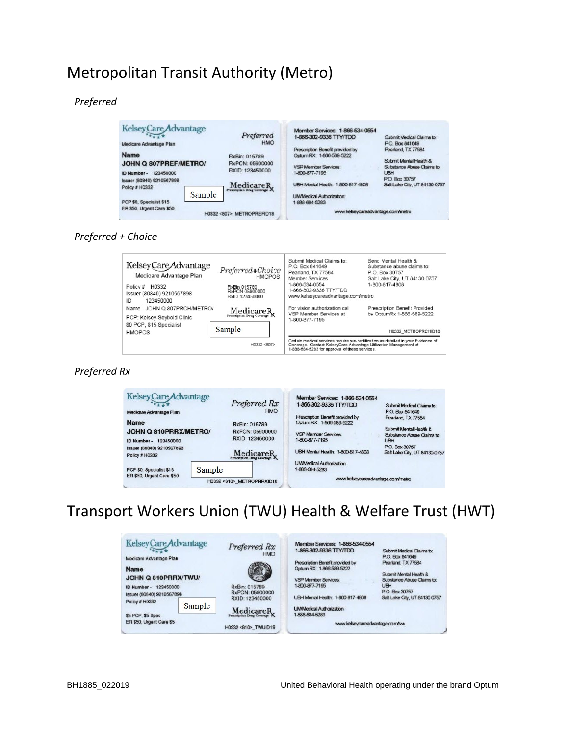# Metropolitan Transit Authority (Metro)

*Preferred*

KelseyCare Advantage
Medicare Advantage Plan

Preferred
HMO

Name
JOHN Q 807PREF/METRO/
ID Number - 123450000
Issuer (80840) 9210567898
Policy # H0332

RxBin: 015789
RxPCN: 05900000
RXID: 123450000

MedicareRx
Prescription Drug Coverage

Sample

PCP $0, Specialist $15
ER $50, Urgent Care $50

H0332 <807>_METROPREFID18

Member Services: 1-866-534-0554
1-866-302-9336 TTY/TDD

Prescription Benefit provided by
OptumRX: 1-866-589-5222

VSP Member Services:
1-800-877-7195

UBH Mental Health: 1-800-817-4808

UM/Medical Authorization:
1-888-684-5283

Submit Medical Claims to:
P.O. Box 841649
Pearland, TX 77584

Submit Mental Health & Substance Abuse Claims to:
UBH
P.O. Box 30757
Salt Lake City, UT 84130-0757

www.kelseycareadvantage.com/metro

*Preferred + Choice*

KelseyCare Advantage
Medicare Advantage Plan

Preferred+Choice
HMOPOS

Policy # H0332
Issuer (80840) 9210567898
ID 123450000
Name JOHN Q 807PRCH/METRO/
PCP: Kelsey-Seybold Clinic
$0 PCP, $15 Specialist
HMOPOS

RxBin 015789
RxPCN 05900000
RxID 123450000

MedicareRx
Prescription Drug Coverage

Sample

H0332 <807>

Submit Medical Claims to:
P.O. Box 841649
Pearland, TX 77584
Member Services
1-866-534-0554
1-866-302-9336 TTY/TDD
www.kelseycareadvantage.com/metro

Send Mental Health & Substance abuse claims to:
P.O. Box 30757
Salt Lake City, UT 84130-0757
1-800-817-4808

For vision authorization call VSP Member Services at
1-800-877-7195

Prescription Benefit Provided by OptumRx 1-866-589-5222

H0332_METROPRCHID18

Certain medical services require pre-certification as detailed in your Evidence of Coverage. Contact KelseyCare Advantage Utilization Management at 1-888-684-5283 for approval of these services.

*Preferred Rx*

KelseyCare Advantage
Medicare Advantage Plan

Preferred Rx
HMO

Name
JOHN Q 810PRRX/METRO/
ID Number - 123450000
Issuer (80840) 9210567898
Policy # H0332

RxBin: 015789
RxPCN: 05900000
RXID: 123450000

MedicareRx
Prescription Drug Coverage

Sample

PCP $0, Specialist $15
ER $50, Urgent Care $50

H0332 <810>_METROPRRXID18

Member Services: 1-866-534-0554
1-866-302-9336 TTY/TDD

Prescription Benefit provided by
Optum RX: 1-866-589-5222

VSP Member Services:
1-800-877-7195

UBH Mental Health: 1-800-817-4808

UM/Medical Authorization:
1-888-684-5283

Submit Medical Claims to:
P.O. Box 841649
Pearland, TX 77584

Submit Mental Health & Substance Abuse Claims to:
UBH
P.O. Box 30757
Salt Lake City, UT 84130-0757

www.kelseycareadvantage.com/metro

# Transport Workers Union (TWU) Health & Welfare Trust (HWT)

KelseyCare Advantage
Medicare Advantage Plan

Preferred Rx
HMO

Name
JOHN Q 810PRRX/TWU/
ID Number - 123450000
Issuer (80840) 9210567898
Policy # H0332

RxBin: 015789
RxPCN: 05900000
RXID: 123450000

MedicareRx
Prescription Drug Coverage

Sample

$5 PCP, $5 Spec
ER $50, Urgent Care $5

H0332 <810>_TWUID19

Member Services: 1-866-534-0554
1-866-302-9336 TTY/TDD

Prescription Benefit provided by
Optum RX: 1-866-589-5222

VSP Member Services:
1-800-877-7195

UBH Mental Health: 1-800-817-4808

UM/Medical Authorization:
1-888-684-5283

Submit Medical Claims to:
P.O. Box 841649
Pearland, TX 77584

Submit Mental Health & Substance Abuse Claims to:
UBH
P.O. Box 30757
Salt Lake City, UT 84130-0757

www.kelseycareadvantage.com/twu

BH1885_022019

United Behavioral Health operating under the brand Optum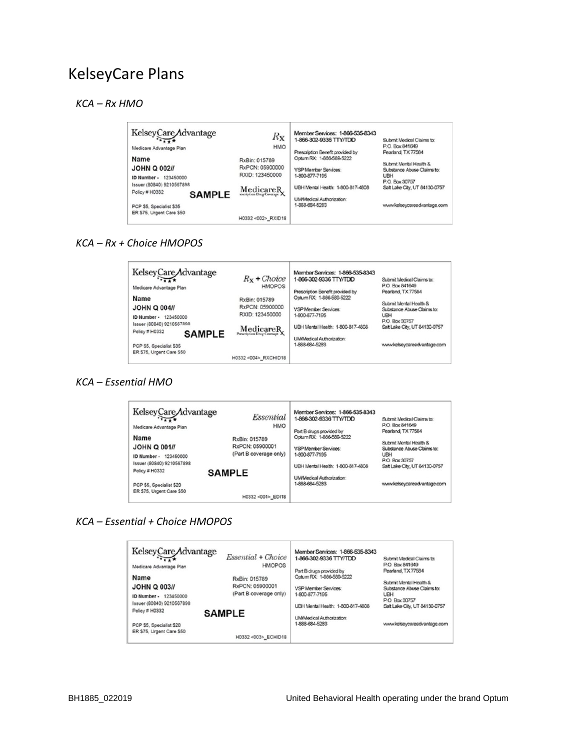# KelseyCare Plans

*KCA – Rx HMO*

KelseyCare Advantage
Medicare Advantage Plan

Rx
HMO

Name
JOHN Q 002//
ID Number - 123450000
Issuer (80840) 9210567898
Policy # H0332

SAMPLE

PCP $5, Specialist $35
ER $75, Urgent Care $50

RxBin: 015789
RxPCN: 05900000
RXID: 123450000

MedicareRx
Prescription Drug Coverage

H0332 <002>_RXID18

Member Services: 1-866-535-8343
1-866-302-9336 TTY/TDD

Prescription Benefit provided by
Optum RX: 1-866-589-5222

VSP Member Services:
1-800-877-7195

UBH Mental Health: 1-800-817-4808

UM/Medical Authorization:
1-888-684-5283

Submit Medical Claims to:
P.O. Box 841649
Pearland, TX 77584

Submit Mental Health & Substance Abuse Claims to:
UBH
P.O. Box 30757
Salt Lake City, UT 84130-0757

www.kelseycareadvantage.com

*KCA – Rx + Choice HMOPOS*

KelseyCare Advantage
Medicare Advantage Plan

Rx + Choice
HMOPOS

Name
JOHN Q 004//
ID Number - 123450000
Issuer (80840) 9210567898
Policy # H0332

SAMPLE

PCP $5, Specialist $35
ER $75, Urgent Care $50

RxBin: 015789
RxPCN: 05900000
RXID: 123450000

MedicareRx
Prescription Drug Coverage

H0332 <004>_RXCHID18

Member Services: 1-866-535-8343
1-866-302-9336 TTY/TDD

Prescription Benefit provided by
Optum RX: 1-866-589-5222

VSP Member Services:
1-800-877-7195

UBH Mental Health: 1-800-817-4808

UM/Medical Authorization:
1-888-684-5283

Submit Medical Claims to:
P.O. Box 841649
Pearland, TX 77584

Submit Mental Health & Substance Abuse Claims to:
UBH
P.O. Box 30757
Salt Lake City, UT 84130-0757

www.kelseycareadvantage.com

*KCA – Essential HMO*

KelseyCare Advantage
Medicare Advantage Plan

Essential
HMO

Name
JOHN Q 001//
ID Number - 123450000
Issuer (80840) 9210567898
Policy # H0332

SAMPLE

PCP $5, Specialist $20
ER $75, Urgent Care $50

RxBin: 015789
RxPCN: 05900001
(Part B coverage only)

H0332 <001>_EDI18

Member Services: 1-866-535-8343
1-866-302-9336 TTY/TDD

Part B drugs provided by
Optum RX: 1-866-589-5222

VSP Member Services:
1-800-877-7195

UBH Mental Health: 1-800-817-4808

UM/Medical Authorization:
1-888-684-5283

Submit Medical Claims to:
P.O. Box 841649
Pearland, TX 77584

Submit Mental Health & Substance Abuse Claims to:
UBH
P.O. Box 30757
Salt Lake City, UT 84130-0757

www.kelseycareadvantage.com

*KCA – Essential + Choice HMOPOS*

KelseyCare Advantage
Medicare Advantage Plan

Essential + Choice
HMOPOS

Name
JOHN Q 003//
ID Number - 123450000
Issuer (80840) 9210567898
Policy # H0332

SAMPLE

PCP $5, Specialist $20
ER $75, Urgent Care $50

RxBin: 015789
RxPCN: 05900001
(Part B coverage only)

H0332 <003>_ECHID18

Member Services: 1-866-535-8343
1-866-302-9336 TTY/TDD

Part B drugs provided by
Optum RX: 1-866-589-5222

VSP Member Services:
1-800-877-7195

UBH Mental Health: 1-800-817-4808

UM/Medical Authorization:
1-888-684-5283

Submit Medical Claims to:
P.O. Box 841649
Pearland, TX 77584

Submit Mental Health & Substance Abuse Claims to:
UBH
P.O. Box 30757
Salt Lake City, UT 84130-0757

www.kelseycareadvantage.com

BH1885_022019

United Behavioral Health operating under the brand Optum